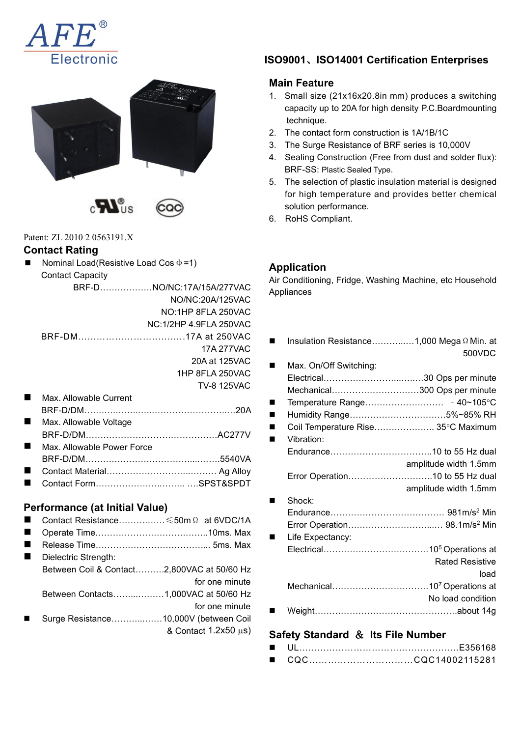AFE® Electronic

**ISO9001、ISO14001 Certification Enterprises**

Patent: ZL 2010 2 0563191.X

## Contact Rating

- Nominal Load(Resistive Load Cos ф =1)
  Contact Capacity
  BRF-D………………NO/NC:17A/15A/277VAC
  NO/NC:20A/125VAC
  NO:1HP 8FLA 250VAC
  NC:1/2HP 4.9FLA 250VAC
  BRF-DM……………………………….17A at 250VAC
  17A 277VAC
  20A at 125VAC
  1HP 8FLA 250VAC
  TV-8 125VAC
- Max. Allowable Current
  BRF-D/DM……………………………………………20A
- Max. Allowable Voltage
  BRF-D/DM……………………………………….AC277V
- Max. Allowable Power Force
  BRF-D/DM…………………………………………5540VA
- Contact Material……………………………….. Ag Alloy
- Contact Form………………………… ….SPST&SPDT

## Performance (at Initial Value)

- Contact Resistance……………≤50mΩ at 6VDC/1A
- Operate Time…………………………………10ms. Max
- Release Time………………………………... 5ms. Max
- Dielectric Strength:
  Between Coil & Contact……….2,800VAC at 50/60 Hz for one minute
  Between Contacts……..………1,000VAC at 50/60 Hz for one minute
- Surge Resistance…………..……10,000V (between Coil & Contact 1.2x50 µs)

## Main Feature

1. Small size (21x16x20.8in mm) produces a switching capacity up to 20A for high density P.C.Boardmounting technique.
2. The contact form construction is 1A/1B/1C
3. The Surge Resistance of BRF series is 10,000V
4. Sealing Construction (Free from dust and solder flux): BRF-SS: Plastic Sealed Type.
5. The selection of plastic insulation material is designed for high temperature and provides better chemical solution performance.
6. RoHS Compliant.

## Application

Air Conditioning, Fridge, Washing Machine, etc Household Appliances

- Insulation Resistance…………..1,000 MegaΩ Min. at 500VDC
- Max. On/Off Switching:
  Electrical…………………………….30 Ops per minute
  Mechanical…………………………300 Ops per minute
- Temperature Range……………………… －40~105°C
- Humidity Range……………………………5%~85% RH
- Coil Temperature Rise……………….. 35°C Maximum
- Vibration:
  Endurance…………………………….10 to 55 Hz dual amplitude width 1.5mm
  Error Operation……………………….10 to 55 Hz dual amplitude width 1.5mm
- Shock:
  Endurance…………………………………. 981m/s$^2$ Min
  Error Operation……………………….….. 98.1m/s$^2$ Min
- Life Expectancy:
  Electrical………………………………$10^5$ Operations at Rated Resistive load
  Mechanical……………………………$10^7$ Operations at No load condition
- Weight…………………………………………..about 14g

## Safety Standard ＆ Its File Number

- UL……………………………………………E356168
- CQC……………………………CQC14002115281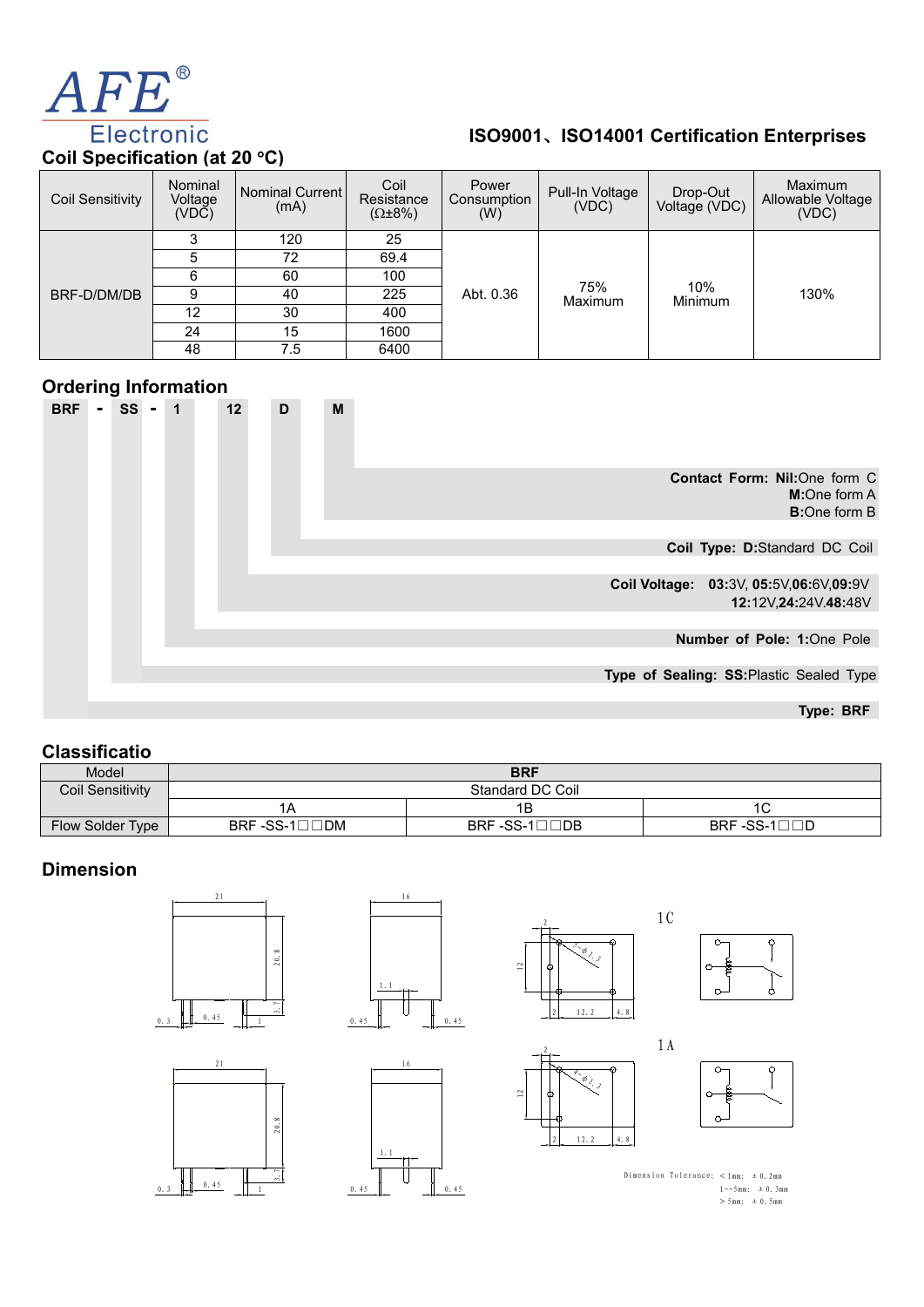# AFE® Electronic

**ISO9001、ISO14001 Certification Enterprises**

## Coil Specification (at 20 °C)

| Coil Sensitivity | Nominal Voltage (VDC) | Nominal Current (mA) | Coil Resistance (Ω±8%) | Power Consumption (W) | Pull-In Voltage (VDC) | Drop-Out Voltage (VDC) | Maximum Allowable Voltage (VDC) |
|---|---|---|---|---|---|---|---|
| BRF-D/DM/DB | 3 | 120 | 25 | Abt. 0.36 | 75% Maximum | 10% Minimum | 130% |
| | 5 | 72 | 69.4 | | | | |
| | 6 | 60 | 100 | | | | |
| | 9 | 40 | 225 | | | | |
| | 12 | 30 | 400 | | | | |
| | 24 | 15 | 1600 | | | | |
| | 48 | 7.5 | 6400 | | | | |

## Ordering Information

**BRF - SS - 1 12 D M**

- **Contact Form: Nil:**One form C, **M:**One form A, **B:**One form B
- **Coil Type: D:**Standard DC Coil
- **Coil Voltage: 03:**3V, **05:**5V,**06:**6V,**09:**9V, **12:**12V,**24:**24V.**48:**48V
- **Number of Pole: 1:**One Pole
- **Type of Sealing: SS:**Plastic Sealed Type
- **Type: BRF**

## Classificatio

| Model | BRF | | |
|---|---|---|---|
| Coil Sensitivity | Standard DC Coil | | |
| | 1A | 1B | 1C |
| Flow Solder Type | BRF -SS-1□□DM | BRF -SS-1□□DB | BRF -SS-1□□D |

## Dimension

21
20.8
3.7
0.3
0.45
1
16
1.1
0.45
0.45
2
12
5-ø1.3
12.2
4.8
1C
4-ø1.3
1A

Dimension Tolerance: <1mm: ±0.2mm
1--5mm: ±0.3mm
>5mm: ±0.5mm